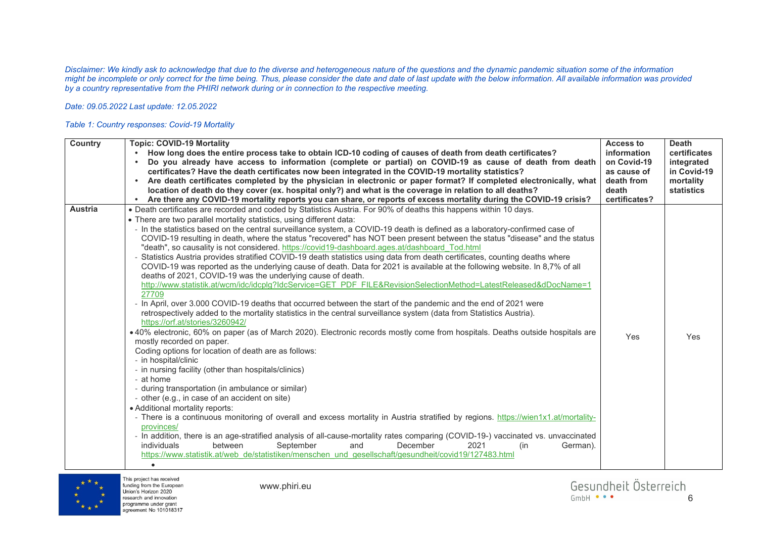*Disclaimer: We kindly ask to acknowledge that due to the diverse and heterogeneous nature of the questions and the dynamic pandemic situation some of the information might be incomplete or only correct for the time being. Thus, please consider the date and date of last update with the below information. All available information was provided by a country representative from the PHIRI network during or in connection to the respective meeting.*

*Date: 09.05.2022 Last update: 12.05.2022*

*Table 1: Country responses: Covid-19 Mortality*

| Country | Topic: COVID-19 Mortality<br>• How long does the entire process take to obtain ICD-10 coding of causes of death from death certificates?<br>• Do you already have access to information (complete or partial) on COVID-19 as cause of death from death certificates? Have the death certificates now been integrated in the COVID-19 mortality statistics?<br>• Are death certificates completed by the physician in electronic or paper format? If completed electronically, what location of death do they cover (ex. hospital only?) and what is the coverage in relation to all deaths?<br>• Are there any COVID-19 mortality reports you can share, or reports of excess mortality during the COVID-19 crisis? | Access to information on Covid-19 as cause of death from death certificates? | Death certificates integrated in Covid-19 mortality statistics |
|---|---|---|---|
| **Austria** | • Death certificates are recorded and coded by Statistics Austria. For 90% of deaths this happens within 10 days.<br>• There are two parallel mortality statistics, using different data:<br>- In the statistics based on the central surveillance system, a COVID-19 death is defined as a laboratory-confirmed case of COVID-19 resulting in death, where the status "recovered" has NOT been present between the status "disease" and the status "death", so causality is not considered. https://covid19-dashboard.ages.at/dashboard_Tod.html<br>- Statistics Austria provides stratified COVID-19 death statistics using data from death certificates, counting deaths where COVID-19 was reported as the underlying cause of death. Data for 2021 is available at the following website. In 8,7% of all deaths of 2021, COVID-19 was the underlying cause of death. http://www.statistik.at/wcm/idc/idcplg?IdcService=GET_PDF_FILE&RevisionSelectionMethod=LatestReleased&dDocName=127709<br>- In April, over 3.000 COVID-19 deaths that occurred between the start of the pandemic and the end of 2021 were retrospectively added to the mortality statistics in the central surveillance system (data from Statistics Austria). https://orf.at/stories/3260942/<br>• 40% electronic, 60% on paper (as of March 2020). Electronic records mostly come from hospitals. Deaths outside hospitals are mostly recorded on paper.<br>Coding options for location of death are as follows:<br>- in hospital/clinic<br>- in nursing facility (other than hospitals/clinics)<br>- at home<br>- during transportation (in ambulance or similar)<br>- other (e.g., in case of an accident on site)<br>• Additional mortality reports:<br>- There is a continuous monitoring of overall and excess mortality in Austria stratified by regions. https://wien1x1.at/mortality-provinces/<br>- In addition, there is an age-stratified analysis of all-cause-mortality rates comparing (COVID-19-) vaccinated vs. unvaccinated individuals between September and December 2021 (in German). https://www.statistik.at/web_de/statistiken/menschen_und_gesellschaft/gesundheit/covid19/127483.html | Yes | Yes |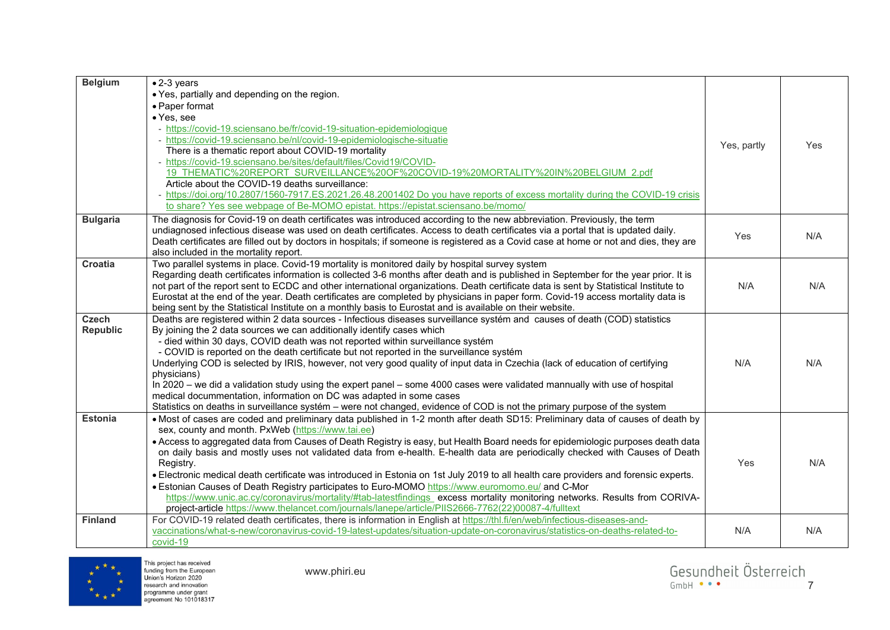| | | | |
|---|---|---|---|
| **Belgium** | • 2-3 years<br>• Yes, partially and depending on the region.<br>• Paper format<br>• Yes, see<br>- https://covid-19.sciensano.be/fr/covid-19-situation-epidemiologique<br>- https://covid-19.sciensano.be/nl/covid-19-epidemiologische-situatie<br>There is a thematic report about COVID-19 mortality<br>- https://covid-19.sciensano.be/sites/default/files/Covid19/COVID-19_THEMATIC%20REPORT_SURVEILLANCE%20OF%20COVID-19%20MORTALITY%20IN%20BELGIUM_2.pdf<br>Article about the COVID-19 deaths surveillance:<br>- https://doi.org/10.2807/1560-7917.ES.2021.26.48.2001402 Do you have reports of excess mortality during the COVID-19 crisis to share? Yes see webpage of Be-MOMO epistat. https://epistat.sciensano.be/momo/ | Yes, partly | Yes |
| **Bulgaria** | The diagnosis for Covid-19 on death certificates was introduced according to the new abbreviation. Previously, the term undiagnosed infectious disease was used on death certificates. Access to death certificates via a portal that is updated daily. Death certificates are filled out by doctors in hospitals; if someone is registered as a Covid case at home or not and dies, they are also included in the mortality report. | Yes | N/A |
| **Croatia** | Two parallel systems in place. Covid-19 mortality is monitored daily by hospital survey system<br>Regarding death certificates information is collected 3-6 months after death and is published in September for the year prior. It is not part of the report sent to ECDC and other international organizations. Death certificate data is sent by Statistical Institute to Eurostat at the end of the year. Death certificates are completed by physicians in paper form. Covid-19 access mortality data is being sent by the Statistical Institute on a monthly basis to Eurostat and is available on their website. | N/A | N/A |
| **Czech Republic** | Deaths are registered within 2 data sources - Infectious diseases surveillance systém and causes of death (COD) statistics<br>By joining the 2 data sources we can additionally identify cases which<br>- died within 30 days, COVID death was not reported within surveillance systém<br>- COVID is reported on the death certificate but not reported in the surveillance systém<br>Underlying COD is selected by IRIS, however, not very good quality of input data in Czechia (lack of education of certifying physicians)<br>In 2020 – we did a validation study using the expert panel – some 4000 cases were validated manually with use of hospital medical docummentation, information on DC was adapted in some cases<br>Statistics on deaths in surveillance systém – were not changed, evidence of COD is not the primary purpose of the system | N/A | N/A |
| **Estonia** | • Most of cases are coded and preliminary data published in 1-2 month after death SD15: Preliminary data of causes of death by sex, county and month. PxWeb (https://www.tai.ee)<br>• Access to aggregated data from Causes of Death Registry is easy, but Health Board needs for epidemiologic purposes death data on daily basis and mostly uses not validated data from e-health. E-health data are periodically checked with Causes of Death Registry.<br>• Electronic medical death certificate was introduced in Estonia on 1st July 2019 to all health care providers and forensic experts.<br>• Estonian Causes of Death Registry participates to Euro-MOMO https://www.euromomo.eu/ and C-Mor https://www.unic.ac.cy/coronavirus/mortality/#tab-latestfindings excess mortality monitoring networks. Results from CORIVA-project-article https://www.thelancet.com/journals/lanepe/article/PIIS2666-7762(22)00087-4/fulltext | Yes | N/A |
| **Finland** | For COVID-19 related death certificates, there is information in English at https://thl.fi/en/web/infectious-diseases-and-vaccinations/what-s-new/coronavirus-covid-19-latest-updates/situation-update-on-coronavirus/statistics-on-deaths-related-to-covid-19 | N/A | N/A |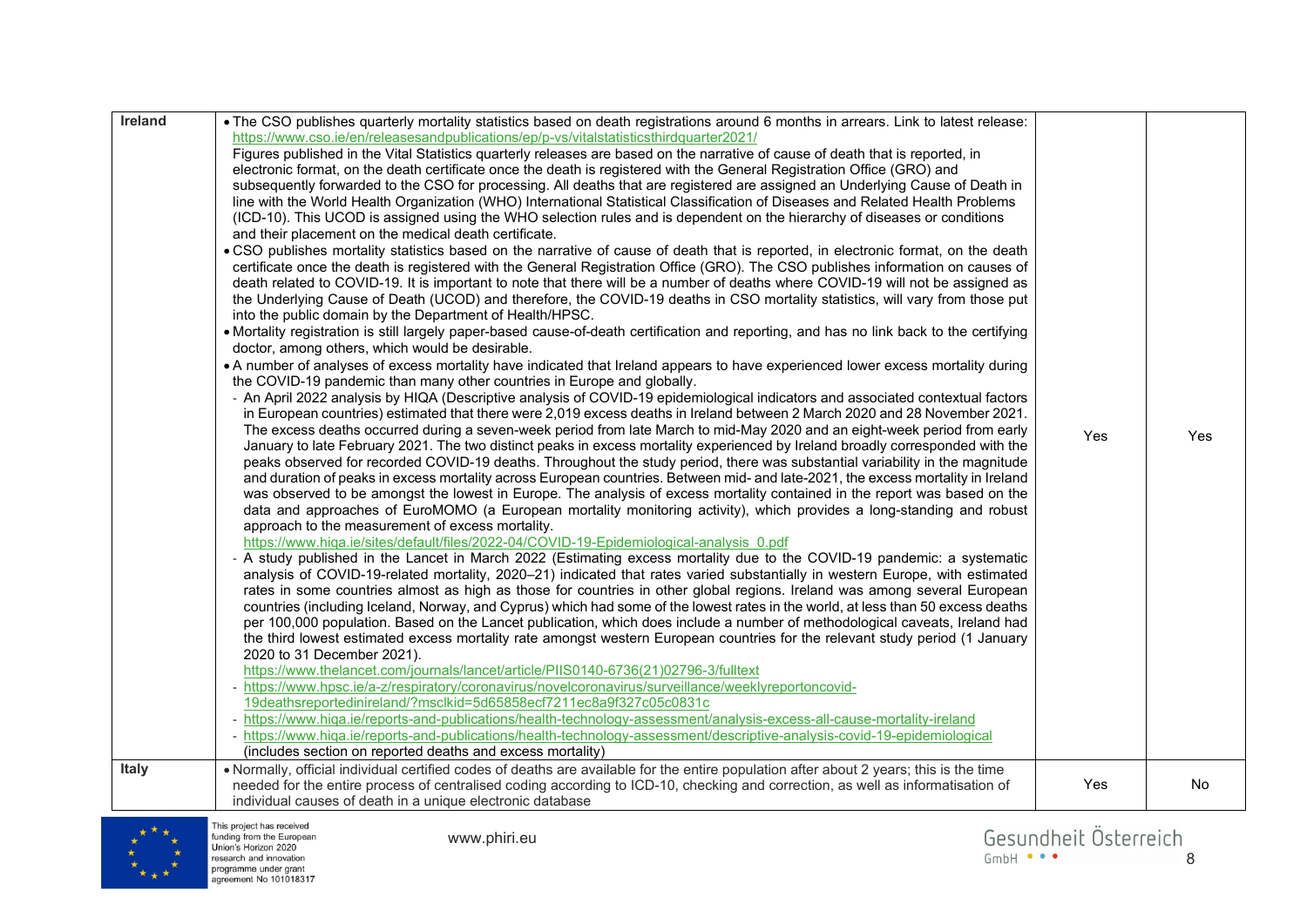| | | | |
|---|---|---|---|
| **Ireland** | • The CSO publishes quarterly mortality statistics based on death registrations around 6 months in arrears. Link to latest release: https://www.cso.ie/en/releasesandpublications/ep/p-vs/vitalstatisticsthirdquarter2021/<br>Figures published in the Vital Statistics quarterly releases are based on the narrative of cause of death that is reported, in electronic format, on the death certificate once the death is registered with the General Registration Office (GRO) and subsequently forwarded to the CSO for processing. All deaths that are registered are assigned an Underlying Cause of Death in line with the World Health Organization (WHO) International Statistical Classification of Diseases and Related Health Problems (ICD-10). This UCOD is assigned using the WHO selection rules and is dependent on the hierarchy of diseases or conditions and their placement on the medical death certificate.<br>• CSO publishes mortality statistics based on the narrative of cause of death that is reported, in electronic format, on the death certificate once the death is registered with the General Registration Office (GRO). The CSO publishes information on causes of death related to COVID-19. It is important to note that there will be a number of deaths where COVID-19 will not be assigned as the Underlying Cause of Death (UCOD) and therefore, the COVID-19 deaths in CSO mortality statistics, will vary from those put into the public domain by the Department of Health/HPSC.<br>• Mortality registration is still largely paper-based cause-of-death certification and reporting, and has no link back to the certifying doctor, among others, which would be desirable.<br>• A number of analyses of excess mortality have indicated that Ireland appears to have experienced lower excess mortality during the COVID-19 pandemic than many other countries in Europe and globally.<br>- An April 2022 analysis by HIQA (Descriptive analysis of COVID-19 epidemiological indicators and associated contextual factors in European countries) estimated that there were 2,019 excess deaths in Ireland between 2 March 2020 and 28 November 2021. The excess deaths occurred during a seven-week period from late March to mid-May 2020 and an eight-week period from early January to late February 2021. The two distinct peaks in excess mortality experienced by Ireland broadly corresponded with the peaks observed for recorded COVID-19 deaths. Throughout the study period, there was substantial variability in the magnitude and duration of peaks in excess mortality across European countries. Between mid- and late-2021, the excess mortality in Ireland was observed to be amongst the lowest in Europe. The analysis of excess mortality contained in the report was based on the data and approaches of EuroMOMO (a European mortality monitoring activity), which provides a long-standing and robust approach to the measurement of excess mortality.<br>https://www.hiqa.ie/sites/default/files/2022-04/COVID-19-Epidemiological-analysis_0.pdf<br>- A study published in the Lancet in March 2022 (Estimating excess mortality due to the COVID-19 pandemic: a systematic analysis of COVID-19-related mortality, 2020–21) indicated that rates varied substantially in western Europe, with estimated rates in some countries almost as high as those for countries in other global regions. Ireland was among several European countries (including Iceland, Norway, and Cyprus) which had some of the lowest rates in the world, at less than 50 excess deaths per 100,000 population. Based on the Lancet publication, which does include a number of methodological caveats, Ireland had the third lowest estimated excess mortality rate amongst western European countries for the relevant study period (1 January 2020 to 31 December 2021).<br>https://www.thelancet.com/journals/lancet/article/PIIS0140-6736(21)02796-3/fulltext<br>- https://www.hpsc.ie/a-z/respiratory/coronavirus/novelcoronavirus/surveillance/weeklyreportoncovid-19deathsreportedinireland/?msclkid=5d65858ecf7211ec8a9f327c05c0831c<br>- https://www.hiqa.ie/reports-and-publications/health-technology-assessment/analysis-excess-all-cause-mortality-ireland<br>- https://www.hiqa.ie/reports-and-publications/health-technology-assessment/descriptive-analysis-covid-19-epidemiological (includes section on reported deaths and excess mortality) | Yes | Yes |
| **Italy** | • Normally, official individual certified codes of deaths are available for the entire population after about 2 years; this is the time needed for the entire process of centralised coding according to ICD-10, checking and correction, as well as informatisation of individual causes of death in a unique electronic database | Yes | No |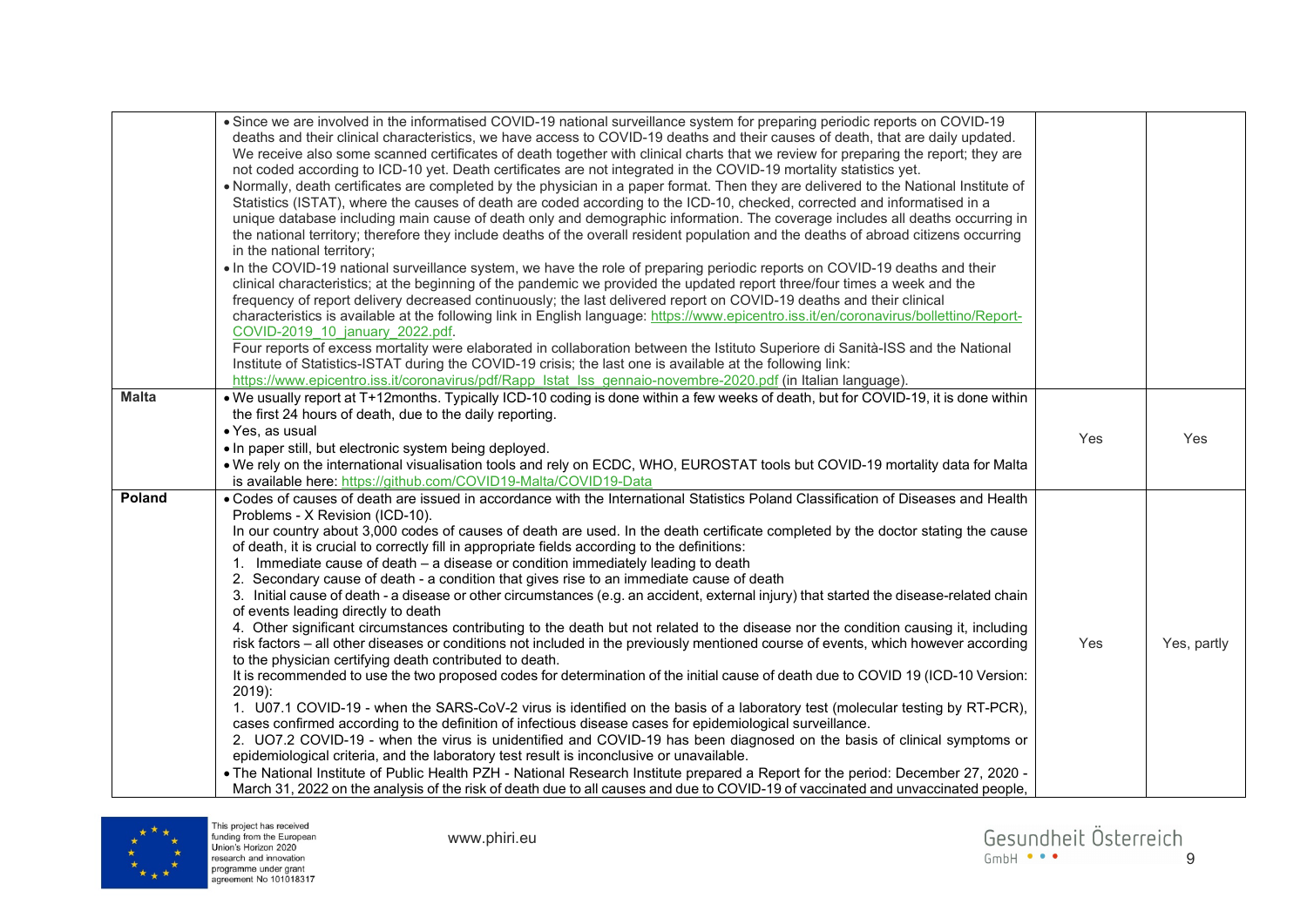| | | | |
|---|---|---|---|
| | • Since we are involved in the informatised COVID-19 national surveillance system for preparing periodic reports on COVID-19 deaths and their clinical characteristics, we have access to COVID-19 deaths and their causes of death, that are daily updated. We receive also some scanned certificates of death together with clinical charts that we review for preparing the report; they are not coded according to ICD-10 yet. Death certificates are not integrated in the COVID-19 mortality statistics yet.<br>• Normally, death certificates are completed by the physician in a paper format. Then they are delivered to the National Institute of Statistics (ISTAT), where the causes of death are coded according to the ICD-10, checked, corrected and informatised in a unique database including main cause of death only and demographic information. The coverage includes all deaths occurring in the national territory; therefore they include deaths of the overall resident population and the deaths of abroad citizens occurring in the national territory;<br>• In the COVID-19 national surveillance system, we have the role of preparing periodic reports on COVID-19 deaths and their clinical characteristics; at the beginning of the pandemic we provided the updated report three/four times a week and the frequency of report delivery decreased continuously; the last delivered report on COVID-19 deaths and their clinical characteristics is available at the following link in English language: https://www.epicentro.iss.it/en/coronavirus/bollettino/Report-COVID-2019_10_january_2022.pdf.<br>Four reports of excess mortality were elaborated in collaboration between the Istituto Superiore di Sanità-ISS and the National Institute of Statistics-ISTAT during the COVID-19 crisis; the last one is available at the following link: https://www.epicentro.iss.it/coronavirus/pdf/Rapp_Istat_Iss_gennaio-novembre-2020.pdf (in Italian language). | | |
| **Malta** | • We usually report at T+12months. Typically ICD-10 coding is done within a few weeks of death, but for COVID-19, it is done within the first 24 hours of death, due to the daily reporting.<br>• Yes, as usual<br>• In paper still, but electronic system being deployed.<br>• We rely on the international visualisation tools and rely on ECDC, WHO, EUROSTAT tools but COVID-19 mortality data for Malta is available here: https://github.com/COVID19-Malta/COVID19-Data | Yes | Yes |
| **Poland** | • Codes of causes of death are issued in accordance with the International Statistics Poland Classification of Diseases and Health Problems - X Revision (ICD-10).<br>In our country about 3,000 codes of causes of death are used. In the death certificate completed by the doctor stating the cause of death, it is crucial to correctly fill in appropriate fields according to the definitions:<br>1. Immediate cause of death – a disease or condition immediately leading to death<br>2. Secondary cause of death - a condition that gives rise to an immediate cause of death<br>3. Initial cause of death - a disease or other circumstances (e.g. an accident, external injury) that started the disease-related chain of events leading directly to death<br>4. Other significant circumstances contributing to the death but not related to the disease nor the condition causing it, including risk factors – all other diseases or conditions not included in the previously mentioned course of events, which however according to the physician certifying death contributed to death.<br>It is recommended to use the two proposed codes for determination of the initial cause of death due to COVID 19 (ICD-10 Version: 2019):<br>1. U07.1 COVID-19 - when the SARS-CoV-2 virus is identified on the basis of a laboratory test (molecular testing by RT-PCR), cases confirmed according to the definition of infectious disease cases for epidemiological surveillance.<br>2. UO7.2 COVID-19 - when the virus is unidentified and COVID-19 has been diagnosed on the basis of clinical symptoms or epidemiological criteria, and the laboratory test result is inconclusive or unavailable.<br>• The National Institute of Public Health PZH - National Research Institute prepared a Report for the period: December 27, 2020 - March 31, 2022 on the analysis of the risk of death due to all causes and due to COVID-19 of vaccinated and unvaccinated people, | Yes | Yes, partly |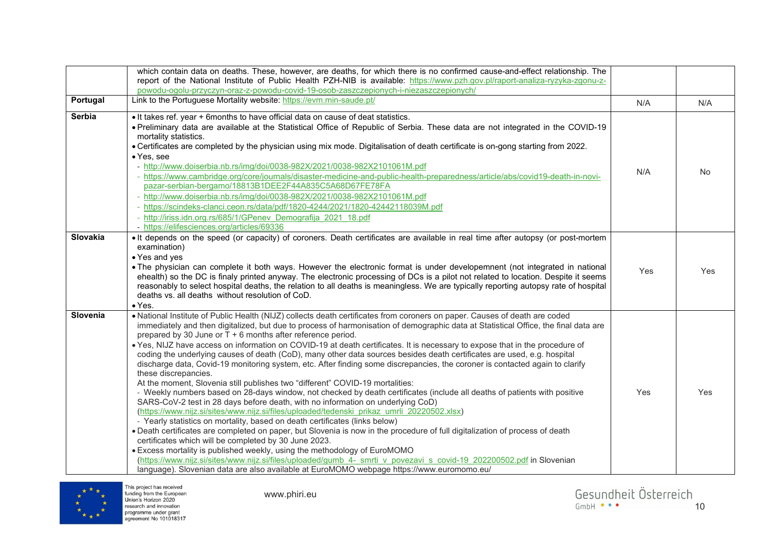| | | | |
|---|---|---|---|
| | which contain data on deaths. These, however, are deaths, for which there is no confirmed cause-and-effect relationship. The report of the National Institute of Public Health PZH-NIB is available: https://www.pzh.gov.pl/raport-analiza-ryzyka-zgonu-z-powodu-ogolu-przyczyn-oraz-z-powodu-covid-19-osob-zaszczepionych-i-niezaszczepionych/ | | |
| **Portugal** | Link to the Portuguese Mortality website: https://evm.min-saude.pt/ | N/A | N/A |
| **Serbia** | • It takes ref. year + 6months to have official data on cause of deat statistics.<br>• Preliminary data are available at the Statistical Office of Republic of Serbia. These data are not integrated in the COVID-19 mortality statistics.<br>• Certificates are completed by the physician using mix mode. Digitalisation of death certificate is on-gong starting from 2022.<br>• Yes, see<br>- http://www.doiserbia.nb.rs/img/doi/0038-982X/2021/0038-982X2101061M.pdf<br>- https://www.cambridge.org/core/journals/disaster-medicine-and-public-health-preparedness/article/abs/covid19-death-in-novi-pazar-serbian-bergamo/18813B1DEE2F44A835C5A68D67FE78FA<br>- http://www.doiserbia.nb.rs/img/doi/0038-982X/2021/0038-982X2101061M.pdf<br>- https://scindeks-clanci.ceon.rs/data/pdf/1820-4244/2021/1820-42442118039M.pdf<br>- http://iriss.idn.org.rs/685/1/GPenev_Demografija_2021_18.pdf<br>- https://elifesciences.org/articles/69336 | N/A | No |
| **Slovakia** | • It depends on the speed (or capacity) of coroners. Death certificates are available in real time after autopsy (or post-mortem examination)<br>• Yes and yes<br>• The physician can complete it both ways. However the electronic format is under developemnent (not integrated in national ehealth) so the DC is finaly printed anyway. The electronic processing of DCs is a pilot not related to location. Despite it seems reasonably to select hospital deaths, the relation to all deaths is meaningless. We are typically reporting autopsy rate of hospital deaths vs. all deaths without resolution of CoD.<br>• Yes. | Yes | Yes |
| **Slovenia** | • National Institute of Public Health (NIJZ) collects death certificates from coroners on paper. Causes of death are coded immediately and then digitalized, but due to process of harmonisation of demographic data at Statistical Office, the final data are prepared by 30 June or T + 6 months after reference period.<br>• Yes, NIJZ have access on information on COVID-19 at death certificates. It is necessary to expose that in the procedure of coding the underlying causes of death (CoD), many other data sources besides death certificates are used, e.g. hospital discharge data, Covid-19 monitoring system, etc. After finding some discrepancies, the coroner is contacted again to clarify these discrepancies.<br>At the moment, Slovenia still publishes two "different" COVID-19 mortalities:<br>- Weekly numbers based on 28-days window, not checked by death certificates (include all deaths of patients with positive SARS-CoV-2 test in 28 days before death, with no information on underlying CoD) (https://www.nijz.si/sites/www.nijz.si/files/uploaded/tedenski_prikaz_umrli_20220502.xlsx)<br>- Yearly statistics on mortality, based on death certificates (links below)<br>• Death certificates are completed on paper, but Slovenia is now in the procedure of full digitalization of process of death certificates which will be completed by 30 June 2023.<br>• Excess mortality is published weekly, using the methodology of EuroMOMO (https://www.nijz.si/sites/www.nijz.si/files/uploaded/gumb_4-_smrti_v_povezavi_s_covid-19_202200502.pdf in Slovenian language). Slovenian data are also available at EuroMOMO webpage https://www.euromomo.eu/ | Yes | Yes |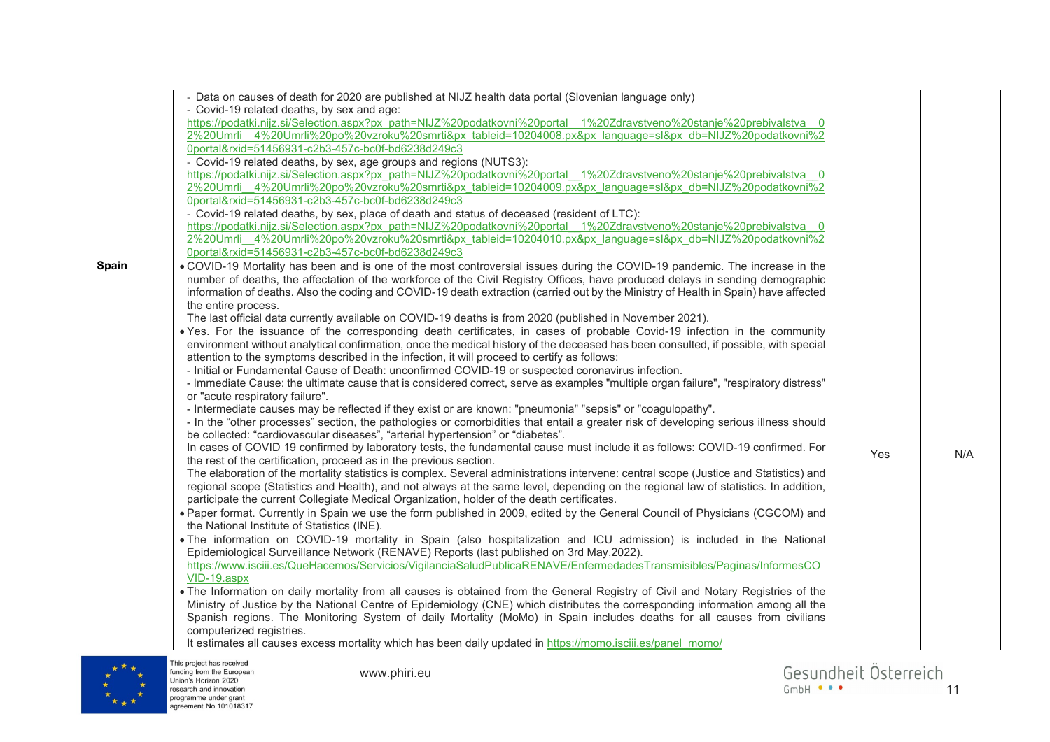| | | | |
|---|---|---|---|
| | - Data on causes of death for 2020 are published at NIJZ health data portal (Slovenian language only)<br>- Covid-19 related deaths, by sex and age:<br>https://podatki.nijz.si/Selection.aspx?px_path=NIJZ%20podatkovni%20portal__1%20Zdravstveno%20stanje%20prebivalstva__02%20Umrli__4%20Umrli%20po%20vzroku%20smrti&px_tableid=10204008.px&px_language=sl&px_db=NIJZ%20podatkovni%20portal&rxid=51456931-c2b3-457c-bc0f-bd6238d249c3<br>- Covid-19 related deaths, by sex, age groups and regions (NUTS3):<br>https://podatki.nijz.si/Selection.aspx?px_path=NIJZ%20podatkovni%20portal__1%20Zdravstveno%20stanje%20prebivalstva__02%20Umrli__4%20Umrli%20po%20vzroku%20smrti&px_tableid=10204009.px&px_language=sl&px_db=NIJZ%20podatkovni%20portal&rxid=51456931-c2b3-457c-bc0f-bd6238d249c3<br>- Covid-19 related deaths, by sex, place of death and status of deceased (resident of LTC):<br>https://podatki.nijz.si/Selection.aspx?px_path=NIJZ%20podatkovni%20portal__1%20Zdravstveno%20stanje%20prebivalstva__02%20Umrli__4%20Umrli%20po%20vzroku%20smrti&px_tableid=10204010.px&px_language=sl&px_db=NIJZ%20podatkovni%20portal&rxid=51456931-c2b3-457c-bc0f-bd6238d249c3 | | |
| **Spain** | • COVID-19 Mortality has been and is one of the most controversial issues during the COVID-19 pandemic. The increase in the number of deaths, the affectation of the workforce of the Civil Registry Offices, have produced delays in sending demographic information of deaths. Also the coding and COVID-19 death extraction (carried out by the Ministry of Health in Spain) have affected the entire process.<br>The last official data currently available on COVID-19 deaths is from 2020 (published in November 2021).<br>• Yes. For the issuance of the corresponding death certificates, in cases of probable Covid-19 infection in the community environment without analytical confirmation, once the medical history of the deceased has been consulted, if possible, with special attention to the symptoms described in the infection, it will proceed to certify as follows:<br>- Initial or Fundamental Cause of Death: unconfirmed COVID-19 or suspected coronavirus infection.<br>- Immediate Cause: the ultimate cause that is considered correct, serve as examples "multiple organ failure", "respiratory distress" or "acute respiratory failure".<br>- Intermediate causes may be reflected if they exist or are known: "pneumonia" "sepsis" or "coagulopathy".<br>- In the "other processes" section, the pathologies or comorbidities that entail a greater risk of developing serious illness should be collected: "cardiovascular diseases", "arterial hypertension" or "diabetes".<br>In cases of COVID 19 confirmed by laboratory tests, the fundamental cause must include it as follows: COVID-19 confirmed. For the rest of the certification, proceed as in the previous section.<br>The elaboration of the mortality statistics is complex. Several administrations intervene: central scope (Justice and Statistics) and regional scope (Statistics and Health), and not always at the same level, depending on the regional law of statistics. In addition, participate the current Collegiate Medical Organization, holder of the death certificates.<br>• Paper format. Currently in Spain we use the form published in 2009, edited by the General Council of Physicians (CGCOM) and the National Institute of Statistics (INE).<br>• The information on COVID-19 mortality in Spain (also hospitalization and ICU admission) is included in the National Epidemiological Surveillance Network (RENAVE) Reports (last published on 3rd May,2022).<br>https://www.isciii.es/QueHacemos/Servicios/VigilanciaSaludPublicaRENAVE/EnfermedadesTransmisibles/Paginas/InformesCOVID-19.aspx<br>• The Information on daily mortality from all causes is obtained from the General Registry of Civil and Notary Registries of the Ministry of Justice by the National Centre of Epidemiology (CNE) which distributes the corresponding information among all the Spanish regions. The Monitoring System of daily Mortality (MoMo) in Spain includes deaths for all causes from civilians computerized registries.<br>It estimates all causes excess mortality which has been daily updated in https://momo.isciii.es/panel_momo/ | Yes | N/A |

This project has received funding from the European Union's Horizon 2020 research and innovation programme under grant agreement No 101018317

www.phiri.eu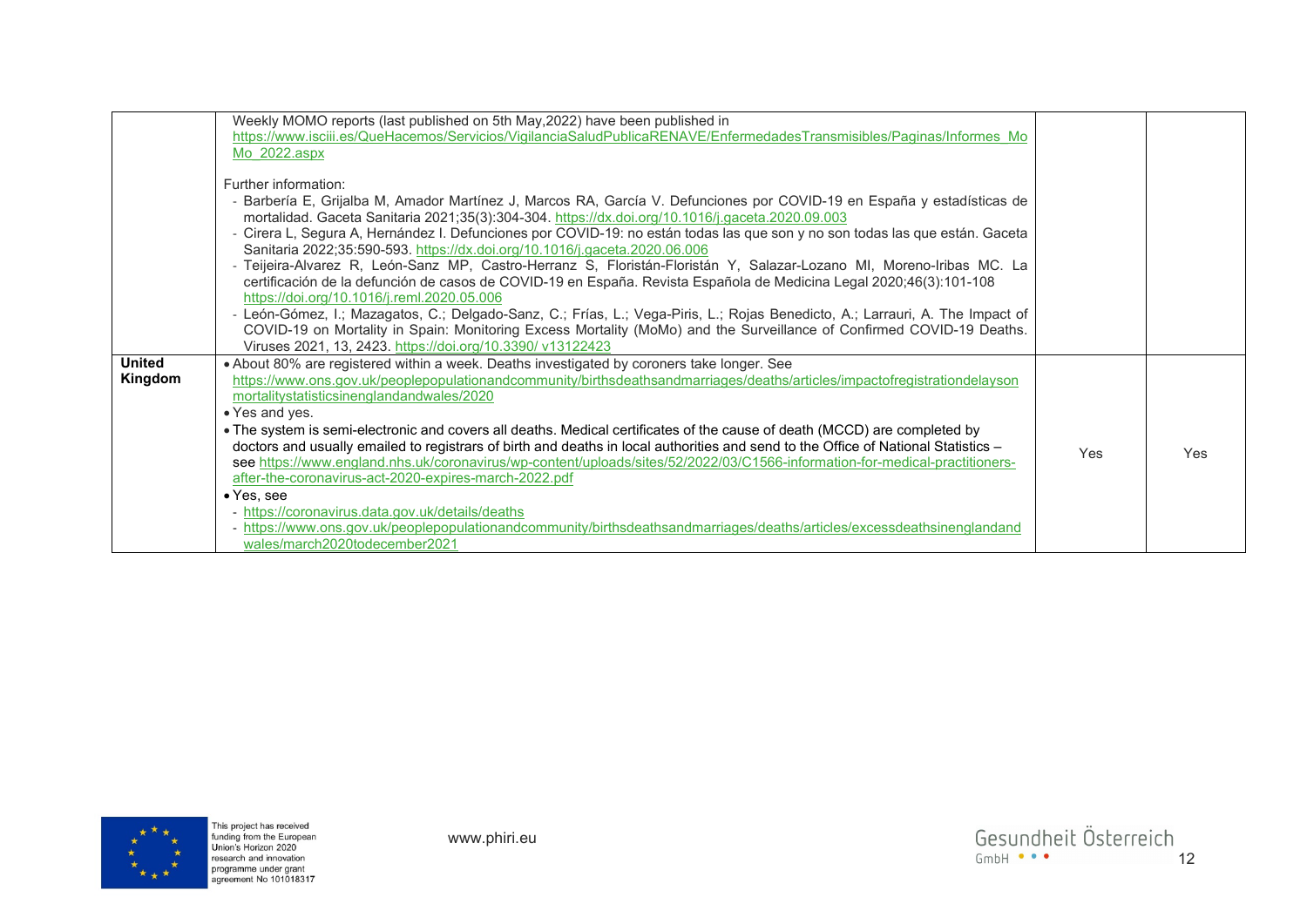| | | | |
|---|---|---|---|
| | Weekly MOMO reports (last published on 5th May,2022) have been published in https://www.isciii.es/QueHacemos/Servicios/VigilanciaSaludPublicaRENAVE/EnfermedadesTransmisibles/Paginas/Informes_MoMo_2022.aspx<br><br>Further information:<br>- Barbería E, Grijalba M, Amador Martínez J, Marcos RA, García V. Defunciones por COVID-19 en España y estadísticas de mortalidad. Gaceta Sanitaria 2021;35(3):304-304. https://dx.doi.org/10.1016/j.gaceta.2020.09.003<br>- Cirera L, Segura A, Hernández I. Defunciones por COVID-19: no están todas las que son y no son todas las que están. Gaceta Sanitaria 2022;35:590-593. https://dx.doi.org/10.1016/j.gaceta.2020.06.006<br>- Teijeira-Alvarez R, León-Sanz MP, Castro-Herranz S, Floristán-Floristán Y, Salazar-Lozano MI, Moreno-Iribas MC. La certificación de la defunción de casos de COVID-19 en España. Revista Española de Medicina Legal 2020;46(3):101-108 https://doi.org/10.1016/j.reml.2020.05.006<br>- León-Gómez, I.; Mazagatos, C.; Delgado-Sanz, C.; Frías, L.; Vega-Piris, L.; Rojas Benedicto, A.; Larrauri, A. The Impact of COVID-19 on Mortality in Spain: Monitoring Excess Mortality (MoMo) and the Surveillance of Confirmed COVID-19 Deaths. Viruses 2021, 13, 2423. https://doi.org/10.3390/ v13122423 | | |
| **United Kingdom** | • About 80% are registered within a week. Deaths investigated by coroners take longer. See https://www.ons.gov.uk/peoplepopulationandcommunity/birthsdeathsandmarriages/deaths/articles/impactofregistrationdelaysonmortalitystatisticsinenglandandwales/2020<br>• Yes and yes.<br>• The system is semi-electronic and covers all deaths. Medical certificates of the cause of death (MCCD) are completed by doctors and usually emailed to registrars of birth and deaths in local authorities and send to the Office of National Statistics – see https://www.england.nhs.uk/coronavirus/wp-content/uploads/sites/52/2022/03/C1566-information-for-medical-practitioners-after-the-coronavirus-act-2020-expires-march-2022.pdf<br>• Yes, see<br>- https://coronavirus.data.gov.uk/details/deaths<br>- https://www.ons.gov.uk/peoplepopulationandcommunity/birthsdeathsandmarriages/deaths/articles/excessdeathsinenglandandwales/march2020todecember2021 | Yes | Yes |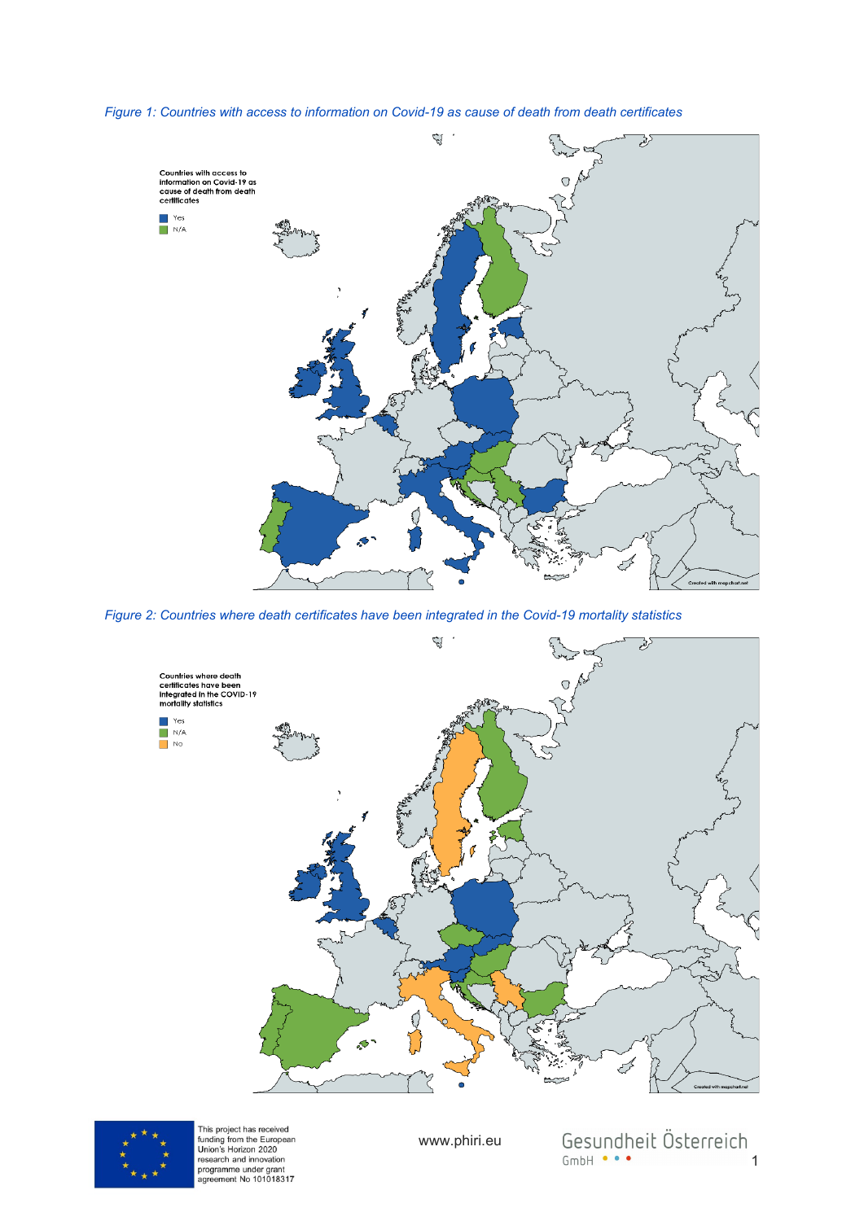*Figure 1: Countries with access to information on Covid-19 as cause of death from death certificates*

Countries with access to information on Covid-19 as cause of death from death certificates

Yes

N/A

Created with mapchart.net

*Figure 2: Countries where death certificates have been integrated in the Covid-19 mortality statistics*

Countries where death certificates have been integrated in the COVID-19 mortality statistics

Yes

N/A

No

Created with mapchart.net

This project has received funding from the European Union's Horizon 2020 research and innovation programme under grant agreement No 101018317

www.phiri.eu

Gesundheit Österreich GmbH